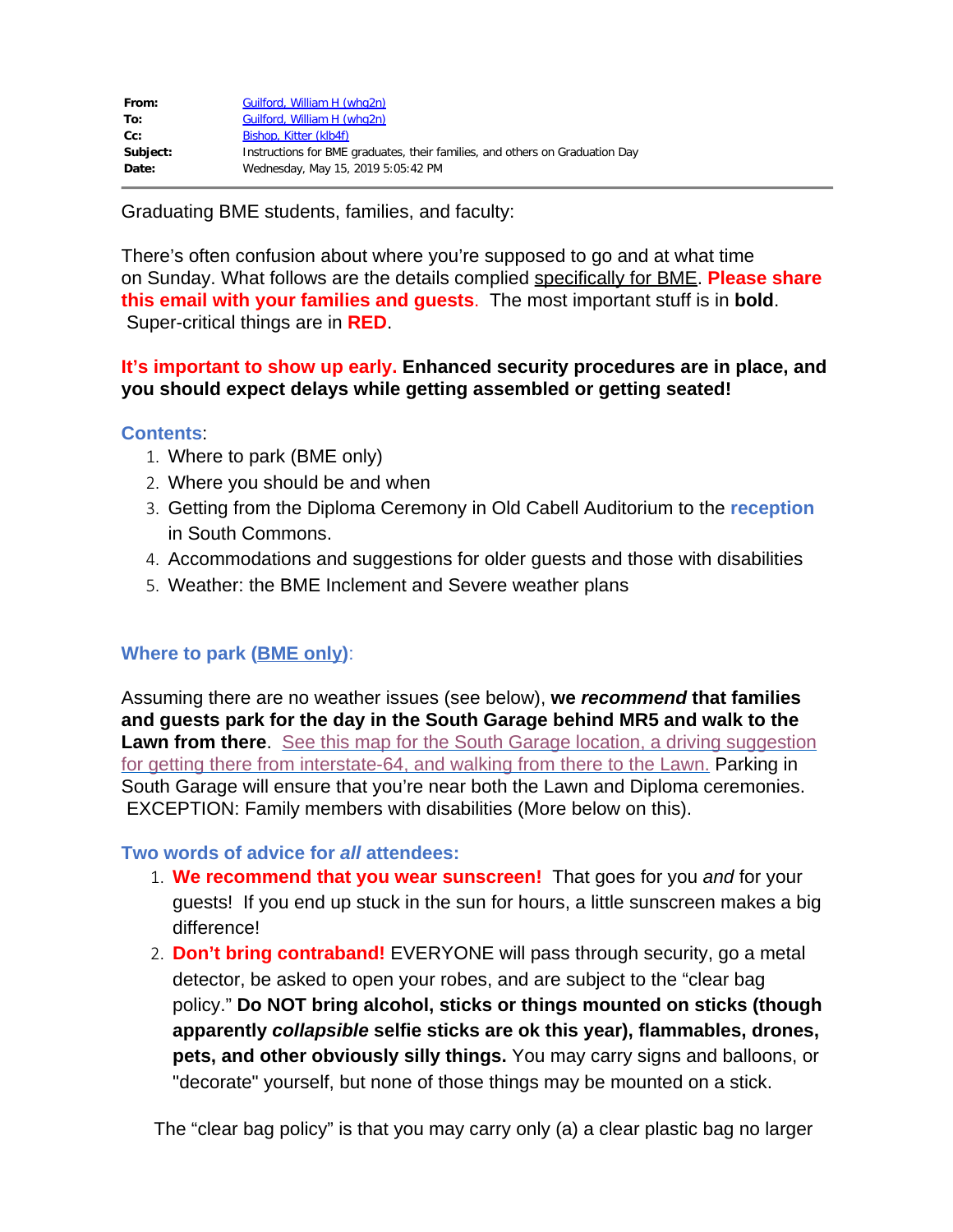| | |
|---|---|
| **From:** | [Guilford, William H (whg2n)]() |
| **To:** | [Guilford, William H (whg2n)]() |
| **Cc:** | [Bishop, Kitter (klb4f)]() |
| **Subject:** | Instructions for BME graduates, their families, and others on Graduation Day |
| **Date:** | Wednesday, May 15, 2019 5:05:42 PM |

Graduating BME students, families, and faculty:

There's often confusion about where you're supposed to go and at what time on Sunday. What follows are the details complied specifically for BME. **Please share this email with your families and guests**. The most important stuff is in **bold**. Super-critical things are in **RED**.

**It's important to show up early. Enhanced security procedures are in place, and you should expect delays while getting assembled or getting seated!**

**Contents**:

1. Where to park (BME only)
2. Where you should be and when
3. Getting from the Diploma Ceremony in Old Cabell Auditorium to the **reception** in South Commons.
4. Accommodations and suggestions for older guests and those with disabilities
5. Weather: the BME Inclement and Severe weather plans

## Where to park (BME only):

Assuming there are no weather issues (see below), **we *recommend* that families and guests park for the day in the South Garage behind MR5 and walk to the Lawn from there**. See this map for the South Garage location, a driving suggestion for getting there from interstate-64, and walking from there to the Lawn. Parking in South Garage will ensure that you're near both the Lawn and Diploma ceremonies. EXCEPTION: Family members with disabilities (More below on this).

### Two words of advice for *all* attendees:

1. **We recommend that you wear sunscreen!** That goes for you *and* for your guests! If you end up stuck in the sun for hours, a little sunscreen makes a big difference!
2. **Don't bring contraband!** EVERYONE will pass through security, go a metal detector, be asked to open your robes, and are subject to the "clear bag policy." **Do NOT bring alcohol, sticks or things mounted on sticks (though apparently *collapsible* selfie sticks are ok this year), flammables, drones, pets, and other obviously silly things.** You may carry signs and balloons, or "decorate" yourself, but none of those things may be mounted on a stick.

The "clear bag policy" is that you may carry only (a) a clear plastic bag no larger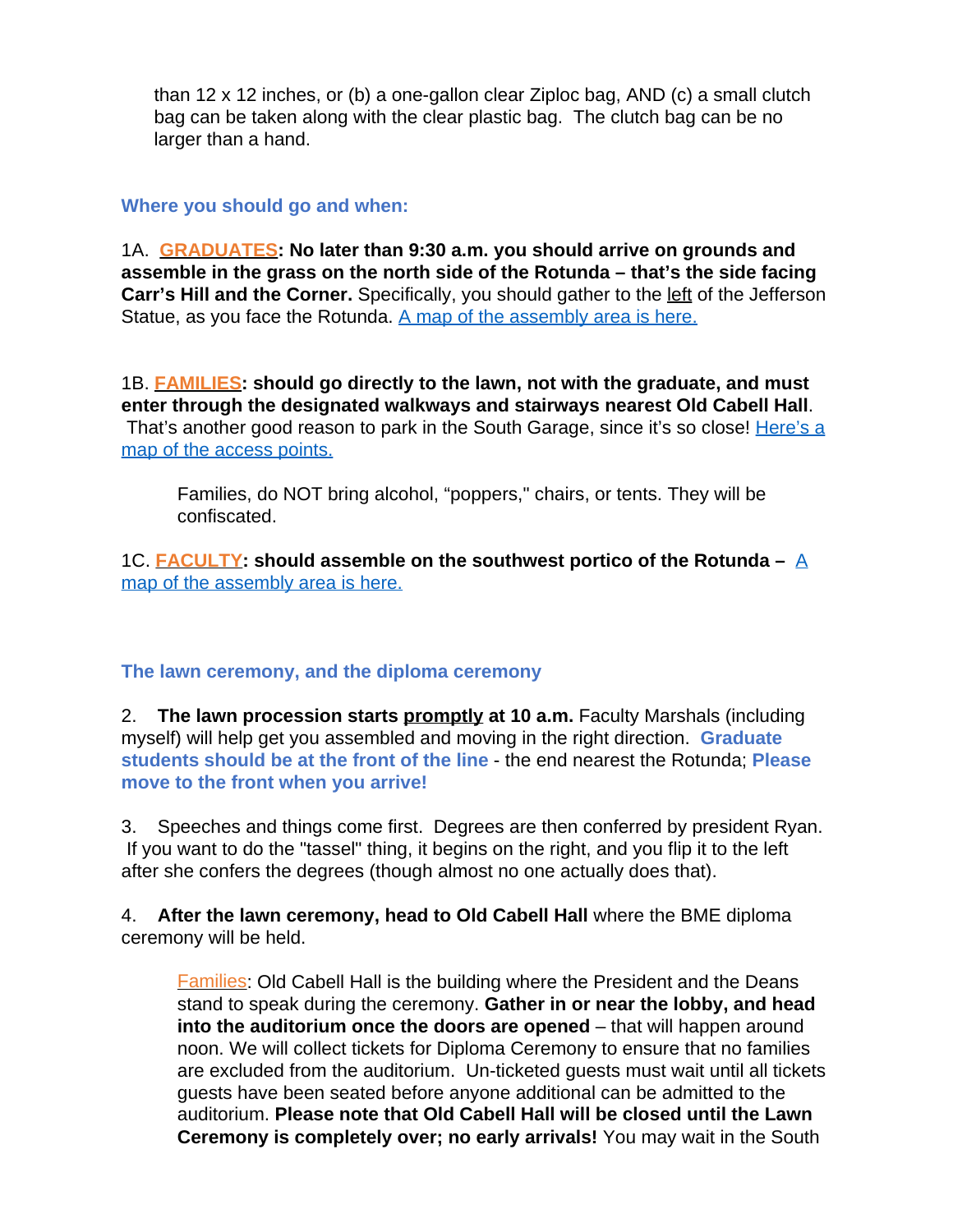than 12 x 12 inches, or (b) a one-gallon clear Ziploc bag, AND (c) a small clutch bag can be taken along with the clear plastic bag. The clutch bag can be no larger than a hand.

### Where you should go and when:

1A. **GRADUATES: No later than 9:30 a.m. you should arrive on grounds and assemble in the grass on the north side of the Rotunda – that's the side facing Carr's Hill and the Corner.** Specifically, you should gather to the left of the Jefferson Statue, as you face the Rotunda. [A map of the assembly area is here.]()

1B. **FAMILIES: should go directly to the lawn, not with the graduate, and must enter through the designated walkways and stairways nearest Old Cabell Hall**. That's another good reason to park in the South Garage, since it's so close! [Here's a map of the access points.]()

> Families, do NOT bring alcohol, "poppers," chairs, or tents. They will be confiscated.

1C. **FACULTY: should assemble on the southwest portico of the Rotunda –** [A map of the assembly area is here.]()

### The lawn ceremony, and the diploma ceremony

2. **The lawn procession starts promptly at 10 a.m.** Faculty Marshals (including myself) will help get you assembled and moving in the right direction. **Graduate students should be at the front of the line** - the end nearest the Rotunda; **Please move to the front when you arrive!**

3. Speeches and things come first. Degrees are then conferred by president Ryan. If you want to do the "tassel" thing, it begins on the right, and you flip it to the left after she confers the degrees (though almost no one actually does that).

4. **After the lawn ceremony, head to Old Cabell Hall** where the BME diploma ceremony will be held.

> Families: Old Cabell Hall is the building where the President and the Deans stand to speak during the ceremony. **Gather in or near the lobby, and head into the auditorium once the doors are opened** – that will happen around noon. We will collect tickets for Diploma Ceremony to ensure that no families are excluded from the auditorium. Un-ticketed guests must wait until all tickets guests have been seated before anyone additional can be admitted to the auditorium. **Please note that Old Cabell Hall will be closed until the Lawn Ceremony is completely over; no early arrivals!** You may wait in the South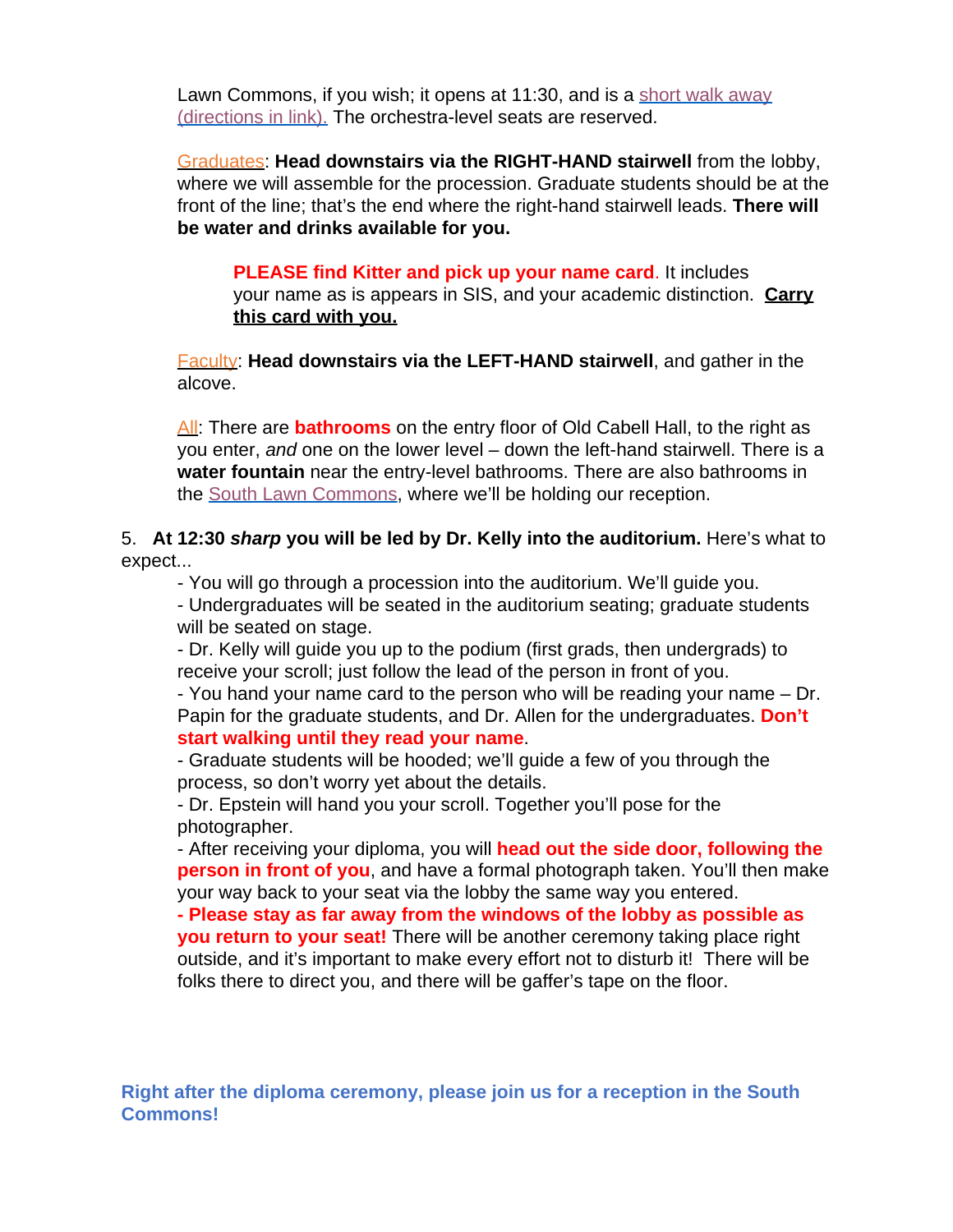Lawn Commons, if you wish; it opens at 11:30, and is a short walk away (directions in link). The orchestra-level seats are reserved.

Graduates: **Head downstairs via the RIGHT-HAND stairwell** from the lobby, where we will assemble for the procession. Graduate students should be at the front of the line; that's the end where the right-hand stairwell leads. **There will be water and drinks available for you.**

> **PLEASE find Kitter and pick up your name card**. It includes your name as is appears in SIS, and your academic distinction. **Carry this card with you.**

Faculty: **Head downstairs via the LEFT-HAND stairwell**, and gather in the alcove.

All: There are **bathrooms** on the entry floor of Old Cabell Hall, to the right as you enter, *and* one on the lower level – down the left-hand stairwell. There is a **water fountain** near the entry-level bathrooms. There are also bathrooms in the South Lawn Commons, where we'll be holding our reception.

5. **At 12:30 *sharp* you will be led by Dr. Kelly into the auditorium.** Here's what to expect...

- You will go through a procession into the auditorium. We'll guide you.
- Undergraduates will be seated in the auditorium seating; graduate students will be seated on stage.
- Dr. Kelly will guide you up to the podium (first grads, then undergrads) to receive your scroll; just follow the lead of the person in front of you.
- You hand your name card to the person who will be reading your name – Dr. Papin for the graduate students, and Dr. Allen for the undergraduates. **Don't start walking until they read your name**.
- Graduate students will be hooded; we'll guide a few of you through the process, so don't worry yet about the details.
- Dr. Epstein will hand you your scroll. Together you'll pose for the photographer.
- After receiving your diploma, you will **head out the side door, following the person in front of you**, and have a formal photograph taken. You'll then make your way back to your seat via the lobby the same way you entered.
- **Please stay as far away from the windows of the lobby as possible as you return to your seat!** There will be another ceremony taking place right outside, and it's important to make every effort not to disturb it! There will be folks there to direct you, and there will be gaffer's tape on the floor.

**Right after the diploma ceremony, please join us for a reception in the South Commons!**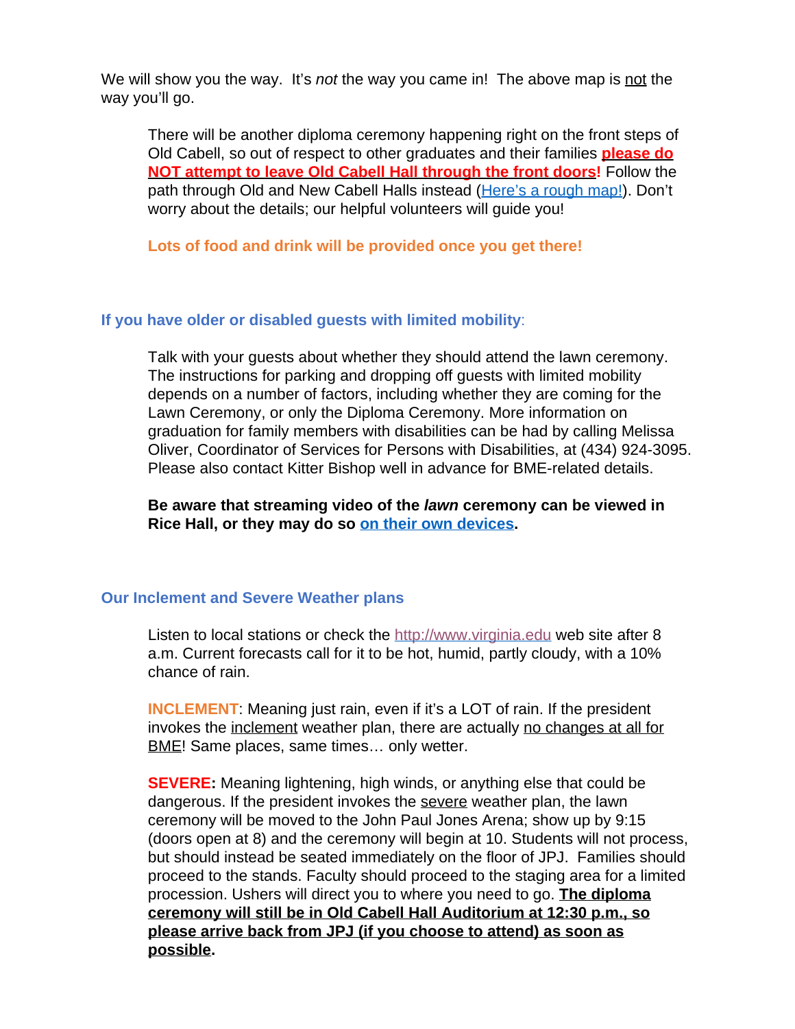We will show you the way. It's *not* the way you came in! The above map is not the way you'll go.

> There will be another diploma ceremony happening right on the front steps of Old Cabell, so out of respect to other graduates and their families **please do NOT attempt to leave Old Cabell Hall through the front doors!** Follow the path through Old and New Cabell Halls instead (Here's a rough map!). Don't worry about the details; our helpful volunteers will guide you!
>
> **Lots of food and drink will be provided once you get there!**

### If you have older or disabled guests with limited mobility:

> Talk with your guests about whether they should attend the lawn ceremony. The instructions for parking and dropping off guests with limited mobility depends on a number of factors, including whether they are coming for the Lawn Ceremony, or only the Diploma Ceremony. More information on graduation for family members with disabilities can be had by calling Melissa Oliver, Coordinator of Services for Persons with Disabilities, at (434) 924-3095. Please also contact Kitter Bishop well in advance for BME-related details.
>
> **Be aware that streaming video of the *lawn* ceremony can be viewed in Rice Hall, or they may do so on their own devices.**

### Our Inclement and Severe Weather plans

> Listen to local stations or check the http://www.virginia.edu web site after 8 a.m. Current forecasts call for it to be hot, humid, partly cloudy, with a 10% chance of rain.
>
> **INCLEMENT**: Meaning just rain, even if it's a LOT of rain. If the president invokes the inclement weather plan, there are actually no changes at all for BME! Same places, same times… only wetter.
>
> **SEVERE:** Meaning lightening, high winds, or anything else that could be dangerous. If the president invokes the severe weather plan, the lawn ceremony will be moved to the John Paul Jones Arena; show up by 9:15 (doors open at 8) and the ceremony will begin at 10. Students will not process, but should instead be seated immediately on the floor of JPJ. Families should proceed to the stands. Faculty should proceed to the staging area for a limited procession. Ushers will direct you to where you need to go. **The diploma ceremony will still be in Old Cabell Hall Auditorium at 12:30 p.m., so please arrive back from JPJ (if you choose to attend) as soon as possible.**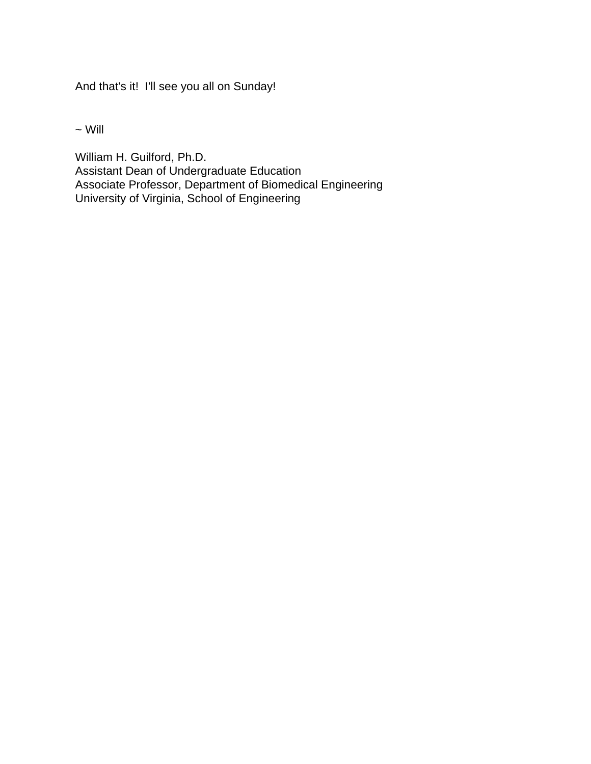And that's it!  I'll see you all on Sunday!

~ Will

William H. Guilford, Ph.D.  
Assistant Dean of Undergraduate Education  
Associate Professor, Department of Biomedical Engineering  
University of Virginia, School of Engineering